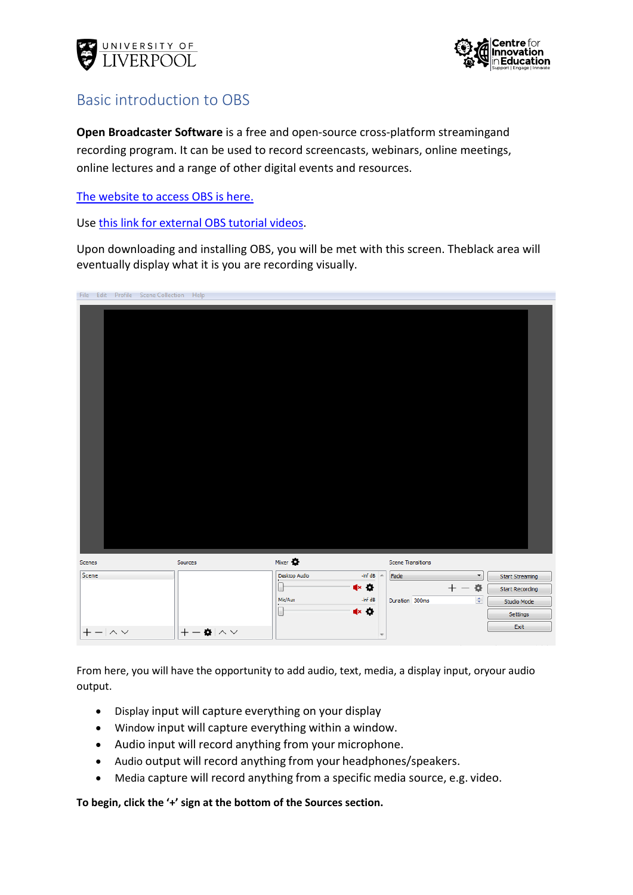# Basic introduction to OBS

**Open Broadcaster Software** is a free and open-source cross-platform streamingand recording program. It can be used to record screencasts, webinars, online meetings, online lectures and a range of other digital events and resources.

The website to access OBS is here.

Use this link for external OBS tutorial videos.

Upon downloading and installing OBS, you will be met with this screen. Theblack area will eventually display what it is you are recording visually.

From here, you will have the opportunity to add audio, text, media, a display input, oryour audio output.

- Display input will capture everything on your display
- Window input will capture everything within a window.
- Audio input will record anything from your microphone.
- Audio output will record anything from your headphones/speakers.
- Media capture will record anything from a specific media source, e.g. video.

**To begin, click the '+' sign at the bottom of the Sources section.**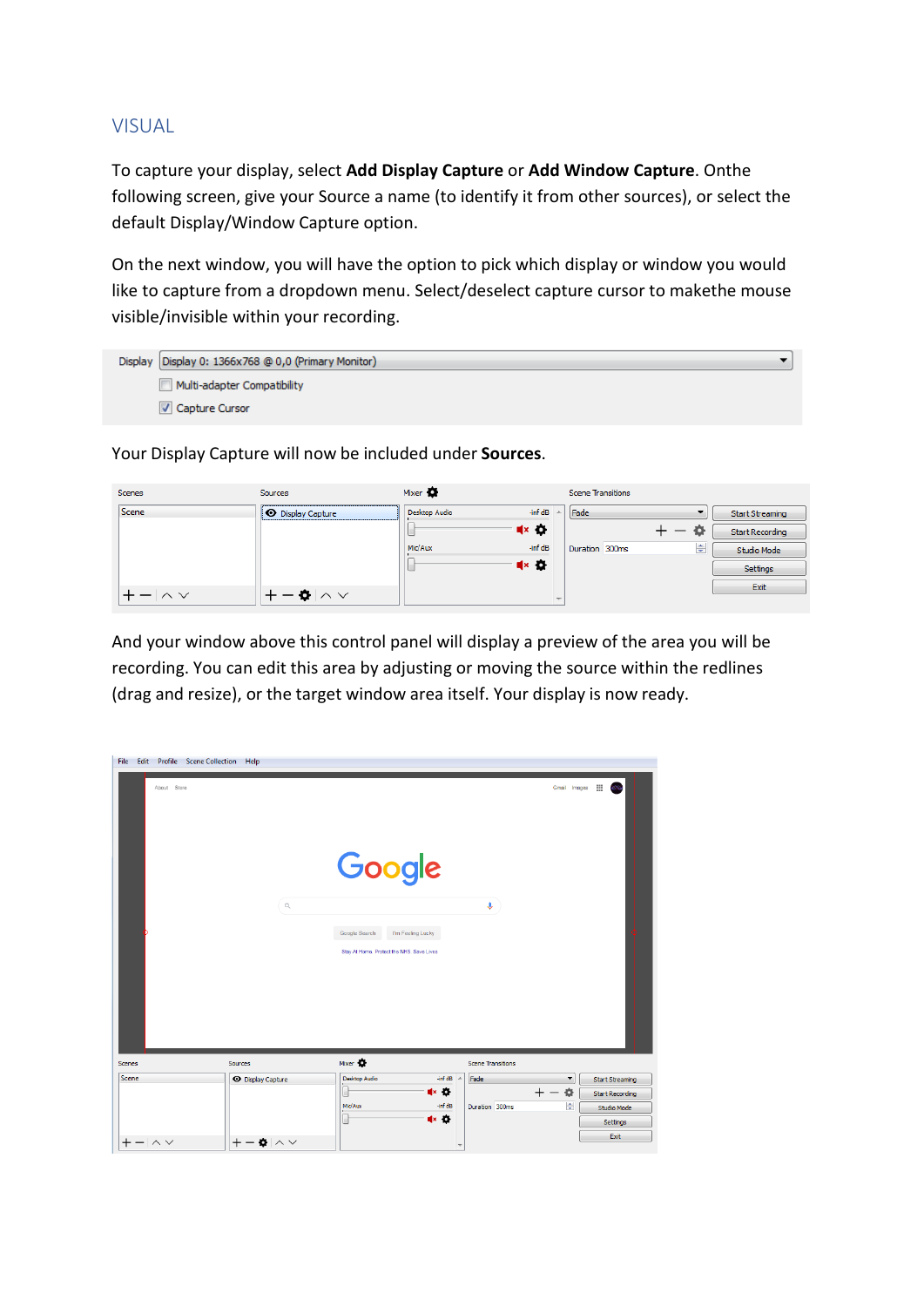## VISUAL

To capture your display, select **Add Display Capture** or **Add Window Capture**. Onthe following screen, give your Source a name (to identify it from other sources), or select the default Display/Window Capture option.

On the next window, you will have the option to pick which display or window you would like to capture from a dropdown menu. Select/deselect capture cursor to makethe mouse visible/invisible within your recording.

Your Display Capture will now be included under **Sources**.

And your window above this control panel will display a preview of the area you will be recording. You can edit this area by adjusting or moving the source within the redlines (drag and resize), or the target window area itself. Your display is now ready.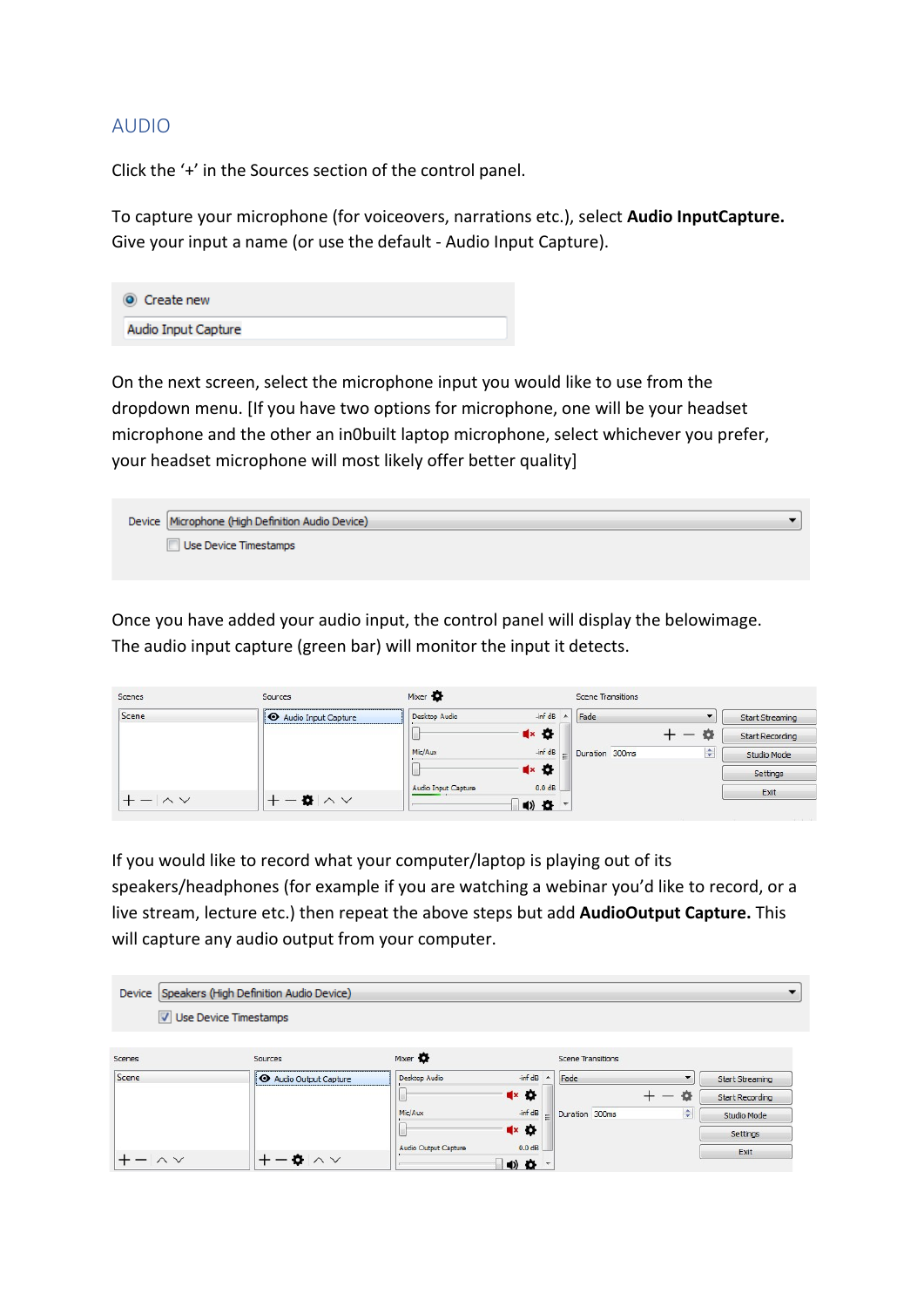## AUDIO

Click the '+' in the Sources section of the control panel.

To capture your microphone (for voiceovers, narrations etc.), select **Audio InputCapture.** Give your input a name (or use the default - Audio Input Capture).

On the next screen, select the microphone input you would like to use from the dropdown menu. [If you have two options for microphone, one will be your headset microphone and the other an in0built laptop microphone, select whichever you prefer, your headset microphone will most likely offer better quality]

Once you have added your audio input, the control panel will display the belowimage. The audio input capture (green bar) will monitor the input it detects.

If you would like to record what your computer/laptop is playing out of its speakers/headphones (for example if you are watching a webinar you'd like to record, or a live stream, lecture etc.) then repeat the above steps but add **AudioOutput Capture.** This will capture any audio output from your computer.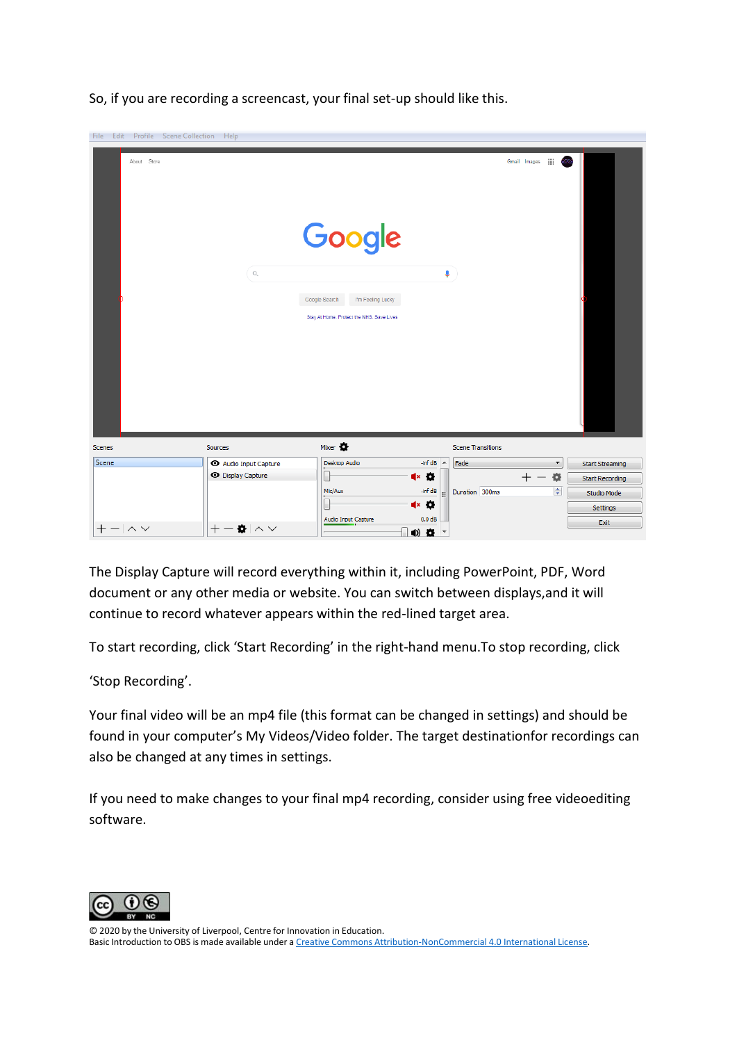So, if you are recording a screencast, your final set-up should like this.

The Display Capture will record everything within it, including PowerPoint, PDF, Word document or any other media or website. You can switch between displays,and it will continue to record whatever appears within the red-lined target area.

To start recording, click 'Start Recording' in the right-hand menu.To stop recording, click

'Stop Recording'.

Your final video will be an mp4 file (this format can be changed in settings) and should be found in your computer's My Videos/Video folder. The target destinationfor recordings can also be changed at any times in settings.

If you need to make changes to your final mp4 recording, consider using free videoediting software.

© 2020 by the University of Liverpool, Centre for Innovation in Education.
Basic Introduction to OBS is made available under a Creative Commons Attribution-NonCommercial 4.0 International License.